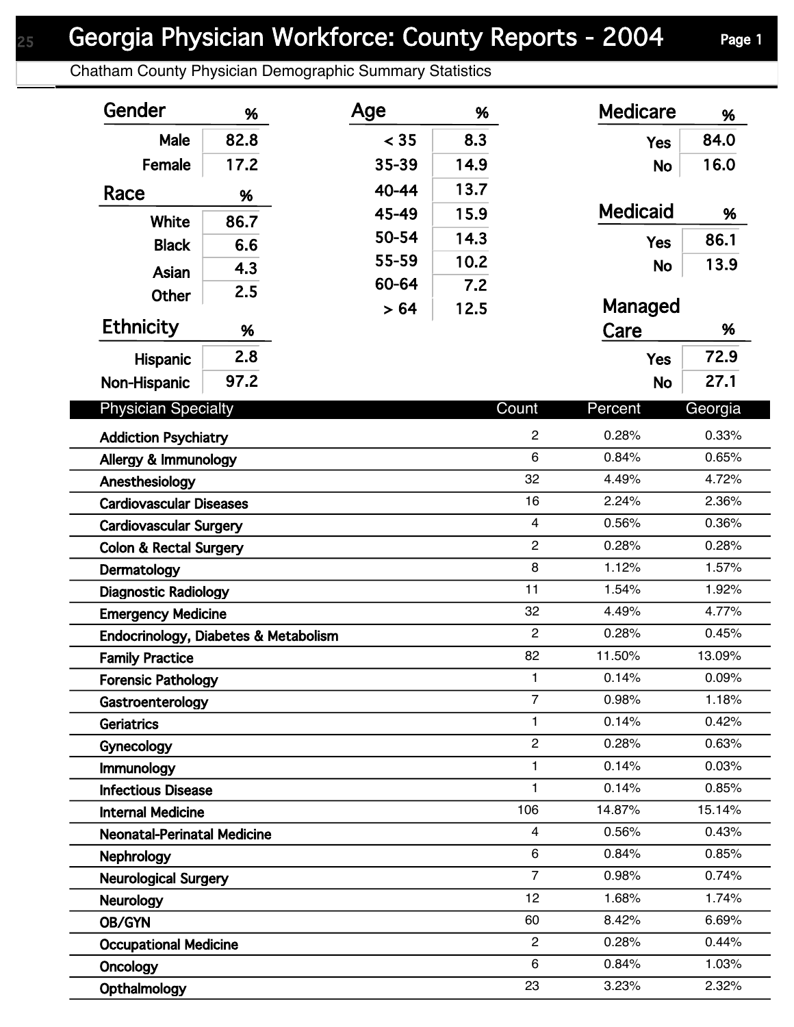# Georgia Physician Workforce: County Reports - 2004

## Chatham County Physician Demographic Summary Statistics

### Gender

| Gender | % |
|---|---|
| Male | 82.8 |
| Female | 17.2 |

### Race

| Race | % |
|---|---|
| White | 86.7 |
| Black | 6.6 |
| Asian | 4.3 |
| Other | 2.5 |

### Ethnicity

| Ethnicity | % |
|---|---|
| Hispanic | 2.8 |
| Non-Hispanic | 97.2 |

### Age

| Age | % |
|---|---|
| < 35 | 8.3 |
| 35-39 | 14.9 |
| 40-44 | 13.7 |
| 45-49 | 15.9 |
| 50-54 | 14.3 |
| 55-59 | 10.2 |
| 60-64 | 7.2 |
| > 64 | 12.5 |

### Medicare

| Medicare | % |
|---|---|
| Yes | 84.0 |
| No | 16.0 |

### Medicaid

| Medicaid | % |
|---|---|
| Yes | 86.1 |
| No | 13.9 |

### Managed Care

| Managed Care | % |
|---|---|
| Yes | 72.9 |
| No | 27.1 |

### Physician Specialty

| Physician Specialty | Count | Percent | Georgia |
|---|---|---|---|
| Addiction Psychiatry | 2 | 0.28% | 0.33% |
| Allergy & Immunology | 6 | 0.84% | 0.65% |
| Anesthesiology | 32 | 4.49% | 4.72% |
| Cardiovascular Diseases | 16 | 2.24% | 2.36% |
| Cardiovascular Surgery | 4 | 0.56% | 0.36% |
| Colon & Rectal Surgery | 2 | 0.28% | 0.28% |
| Dermatology | 8 | 1.12% | 1.57% |
| Diagnostic Radiology | 11 | 1.54% | 1.92% |
| Emergency Medicine | 32 | 4.49% | 4.77% |
| Endocrinology, Diabetes & Metabolism | 2 | 0.28% | 0.45% |
| Family Practice | 82 | 11.50% | 13.09% |
| Forensic Pathology | 1 | 0.14% | 0.09% |
| Gastroenterology | 7 | 0.98% | 1.18% |
| Geriatrics | 1 | 0.14% | 0.42% |
| Gynecology | 2 | 0.28% | 0.63% |
| Immunology | 1 | 0.14% | 0.03% |
| Infectious Disease | 1 | 0.14% | 0.85% |
| Internal Medicine | 106 | 14.87% | 15.14% |
| Neonatal-Perinatal Medicine | 4 | 0.56% | 0.43% |
| Nephrology | 6 | 0.84% | 0.85% |
| Neurological Surgery | 7 | 0.98% | 0.74% |
| Neurology | 12 | 1.68% | 1.74% |
| OB/GYN | 60 | 8.42% | 6.69% |
| Occupational Medicine | 2 | 0.28% | 0.44% |
| Oncology | 6 | 0.84% | 1.03% |
| Opthalmology | 23 | 3.23% | 2.32% |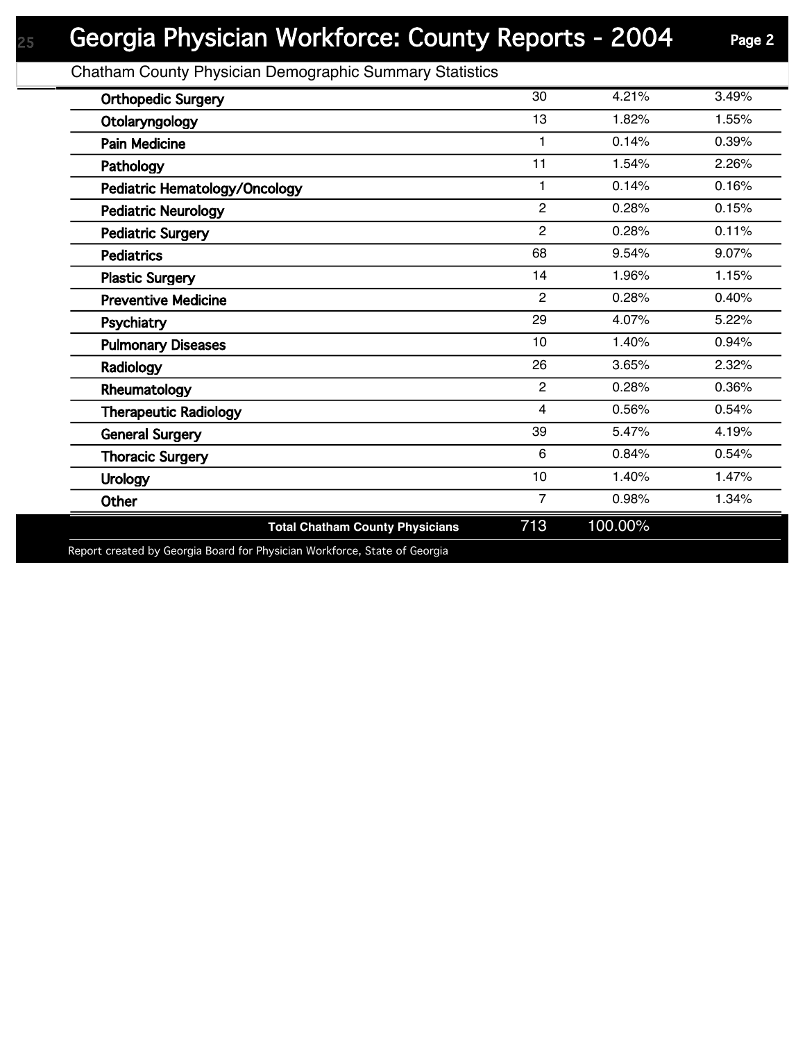Chatham County Physician Demographic Summary Statistics

| | | | |
|---|---|---|---|
| Orthopedic Surgery | 30 | 4.21% | 3.49% |
| Otolaryngology | 13 | 1.82% | 1.55% |
| Pain Medicine | 1 | 0.14% | 0.39% |
| Pathology | 11 | 1.54% | 2.26% |
| Pediatric Hematology/Oncology | 1 | 0.14% | 0.16% |
| Pediatric Neurology | 2 | 0.28% | 0.15% |
| Pediatric Surgery | 2 | 0.28% | 0.11% |
| Pediatrics | 68 | 9.54% | 9.07% |
| Plastic Surgery | 14 | 1.96% | 1.15% |
| Preventive Medicine | 2 | 0.28% | 0.40% |
| Psychiatry | 29 | 4.07% | 5.22% |
| Pulmonary Diseases | 10 | 1.40% | 0.94% |
| Radiology | 26 | 3.65% | 2.32% |
| Rheumatology | 2 | 0.28% | 0.36% |
| Therapeutic Radiology | 4 | 0.56% | 0.54% |
| General Surgery | 39 | 5.47% | 4.19% |
| Thoracic Surgery | 6 | 0.84% | 0.54% |
| Urology | 10 | 1.40% | 1.47% |
| Other | 7 | 0.98% | 1.34% |
| **Total Chatham County Physicians** | 713 | 100.00% | |

Report created by Georgia Board for Physician Workforce, State of Georgia